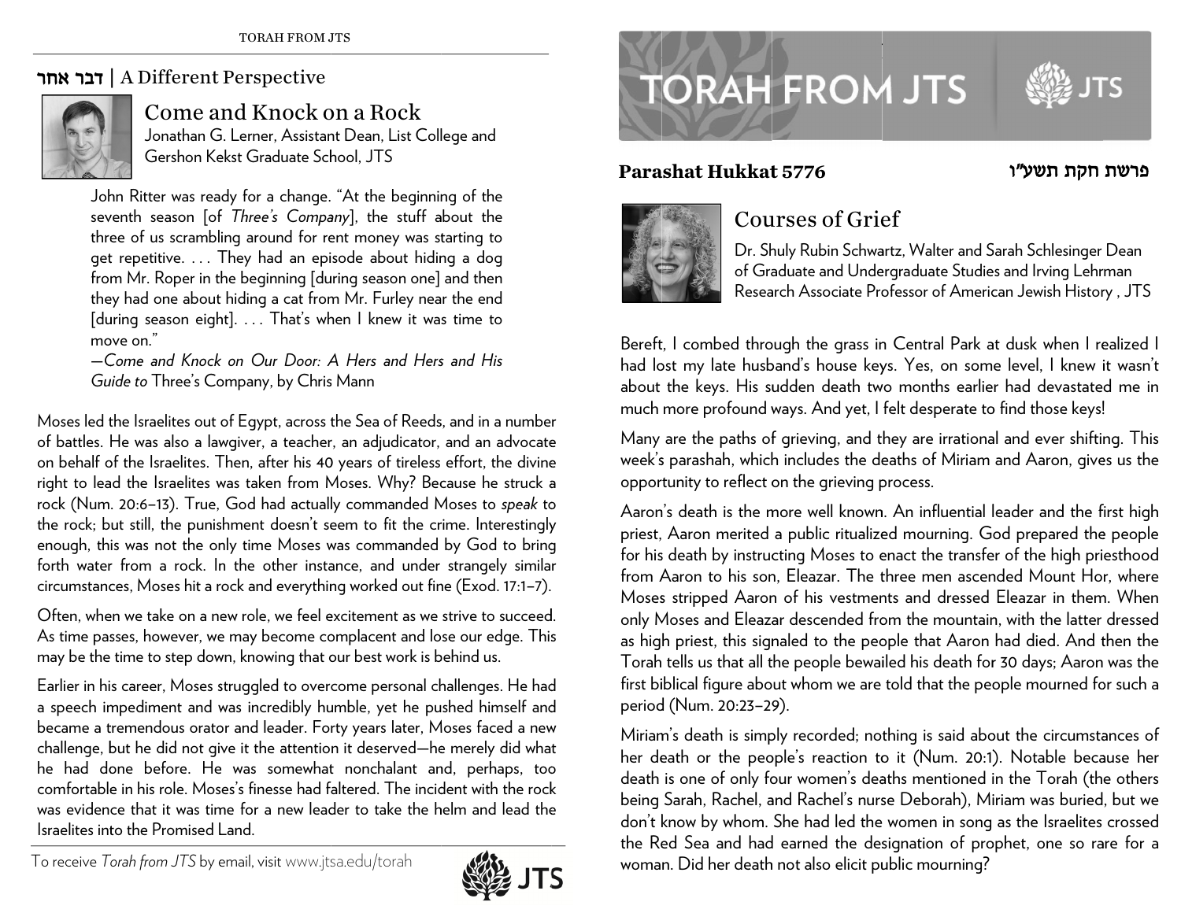# TORAH FROM JTS

**Parashat Hukkat 5776** **פרשת חקת תשע"ו**

## Courses of Grief

Dr. Shuly Rubin Schwartz, Walter and Sarah Schlesinger Dean of Graduate and Undergraduate Studies and Irving Lehrman Research Associate Professor of American Jewish History , JTS

Bereft, I combed through the grass in Central Park at dusk when I realized I had lost my late husband's house keys. Yes, on some level, I knew it wasn't about the keys. His sudden death two months earlier had devastated me in much more profound ways. And yet, I felt desperate to find those keys!

Many are the paths of grieving, and they are irrational and ever shifting. This week's parashah, which includes the deaths of Miriam and Aaron, gives us the opportunity to reflect on the grieving process.

Aaron's death is the more well known. An influential leader and the first high priest, Aaron merited a public ritualized mourning. God prepared the people for his death by instructing Moses to enact the transfer of the high priesthood from Aaron to his son, Eleazar. The three men ascended Mount Hor, where Moses stripped Aaron of his vestments and dressed Eleazar in them. When only Moses and Eleazar descended from the mountain, with the latter dressed as high priest, this signaled to the people that Aaron had died. And then the Torah tells us that all the people bewailed his death for 30 days; Aaron was the first biblical figure about whom we are told that the people mourned for such a period (Num. 20:23–29).

Miriam's death is simply recorded; nothing is said about the circumstances of her death or the people's reaction to it (Num. 20:1). Notable because her death is one of only four women's deaths mentioned in the Torah (the others being Sarah, Rachel, and Rachel's nurse Deborah), Miriam was buried, but we don't know by whom. She had led the women in song as the Israelites crossed the Red Sea and had earned the designation of prophet, one so rare for a woman. Did her death not also elicit public mourning?

## דבר אחר | A Different Perspective

### Come and Knock on a Rock

Jonathan G. Lerner, Assistant Dean, List College and Gershon Kekst Graduate School, JTS

> John Ritter was ready for a change. "At the beginning of the seventh season [of *Three's Company*], the stuff about the three of us scrambling around for rent money was starting to get repetitive. . . . They had an episode about hiding a dog from Mr. Roper in the beginning [during season one] and then they had one about hiding a cat from Mr. Furley near the end [during season eight]. . . . That's when I knew it was time to move on."
>
> —*Come and Knock on Our Door: A Hers and Hers and His Guide to* Three's Company, by Chris Mann

Moses led the Israelites out of Egypt, across the Sea of Reeds, and in a number of battles. He was also a lawgiver, a teacher, an adjudicator, and an advocate on behalf of the Israelites. Then, after his 40 years of tireless effort, the divine right to lead the Israelites was taken from Moses. Why? Because he struck a rock (Num. 20:6–13). True, God had actually commanded Moses to *speak* to the rock; but still, the punishment doesn't seem to fit the crime. Interestingly enough, this was not the only time Moses was commanded by God to bring forth water from a rock. In the other instance, and under strangely similar circumstances, Moses hit a rock and everything worked out fine (Exod. 17:1–7).

Often, when we take on a new role, we feel excitement as we strive to succeed. As time passes, however, we may become complacent and lose our edge. This may be the time to step down, knowing that our best work is behind us.

Earlier in his career, Moses struggled to overcome personal challenges. He had a speech impediment and was incredibly humble, yet he pushed himself and became a tremendous orator and leader. Forty years later, Moses faced a new challenge, but he did not give it the attention it deserved—he merely did what he had done before. He was somewhat nonchalant and, perhaps, too comfortable in his role. Moses's finesse had faltered. The incident with the rock was evidence that it was time for a new leader to take the helm and lead the Israelites into the Promised Land.

To receive *Torah from JTS* by email, visit www.jtsa.edu/torah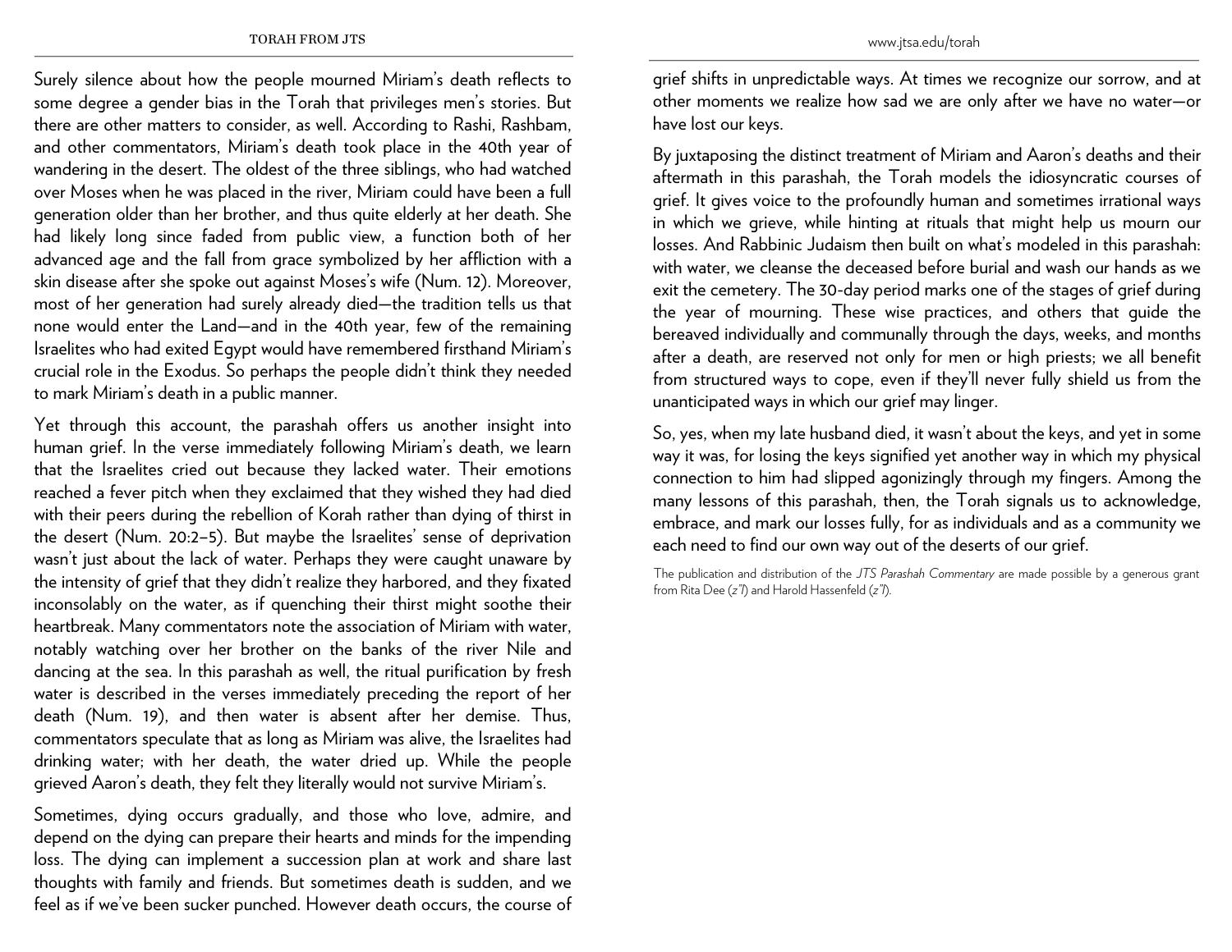Surely silence about how the people mourned Miriam's death reflects to some degree a gender bias in the Torah that privileges men's stories. But there are other matters to consider, as well. According to Rashi, Rashbam, and other commentators, Miriam's death took place in the 40th year of wandering in the desert. The oldest of the three siblings, who had watched over Moses when he was placed in the river, Miriam could have been a full generation older than her brother, and thus quite elderly at her death. She had likely long since faded from public view, a function both of her advanced age and the fall from grace symbolized by her affliction with a skin disease after she spoke out against Moses's wife (Num. 12). Moreover, most of her generation had surely already died—the tradition tells us that none would enter the Land—and in the 40th year, few of the remaining Israelites who had exited Egypt would have remembered firsthand Miriam's crucial role in the Exodus. So perhaps the people didn't think they needed to mark Miriam's death in a public manner.

Yet through this account, the parashah offers us another insight into human grief. In the verse immediately following Miriam's death, we learn that the Israelites cried out because they lacked water. Their emotions reached a fever pitch when they exclaimed that they wished they had died with their peers during the rebellion of Korah rather than dying of thirst in the desert (Num. 20:2–5). But maybe the Israelites' sense of deprivation wasn't just about the lack of water. Perhaps they were caught unaware by the intensity of grief that they didn't realize they harbored, and they fixated inconsolably on the water, as if quenching their thirst might soothe their heartbreak. Many commentators note the association of Miriam with water, notably watching over her brother on the banks of the river Nile and dancing at the sea. In this parashah as well, the ritual purification by fresh water is described in the verses immediately preceding the report of her death (Num. 19), and then water is absent after her demise. Thus, commentators speculate that as long as Miriam was alive, the Israelites had drinking water; with her death, the water dried up. While the people grieved Aaron's death, they felt they literally would not survive Miriam's.

Sometimes, dying occurs gradually, and those who love, admire, and depend on the dying can prepare their hearts and minds for the impending loss. The dying can implement a succession plan at work and share last thoughts with family and friends. But sometimes death is sudden, and we feel as if we've been sucker punched. However death occurs, the course of grief shifts in unpredictable ways. At times we recognize our sorrow, and at other moments we realize how sad we are only after we have no water—or have lost our keys.

By juxtaposing the distinct treatment of Miriam and Aaron's deaths and their aftermath in this parashah, the Torah models the idiosyncratic courses of grief. It gives voice to the profoundly human and sometimes irrational ways in which we grieve, while hinting at rituals that might help us mourn our losses. And Rabbinic Judaism then built on what's modeled in this parashah: with water, we cleanse the deceased before burial and wash our hands as we exit the cemetery. The 30-day period marks one of the stages of grief during the year of mourning. These wise practices, and others that guide the bereaved individually and communally through the days, weeks, and months after a death, are reserved not only for men or high priests; we all benefit from structured ways to cope, even if they'll never fully shield us from the unanticipated ways in which our grief may linger.

So, yes, when my late husband died, it wasn't about the keys, and yet in some way it was, for losing the keys signified yet another way in which my physical connection to him had slipped agonizingly through my fingers. Among the many lessons of this parashah, then, the Torah signals us to acknowledge, embrace, and mark our losses fully, for as individuals and as a community we each need to find our own way out of the deserts of our grief.

The publication and distribution of the *JTS Parashah Commentary* are made possible by a generous grant from Rita Dee (*z"l*) and Harold Hassenfeld (*z"l*).